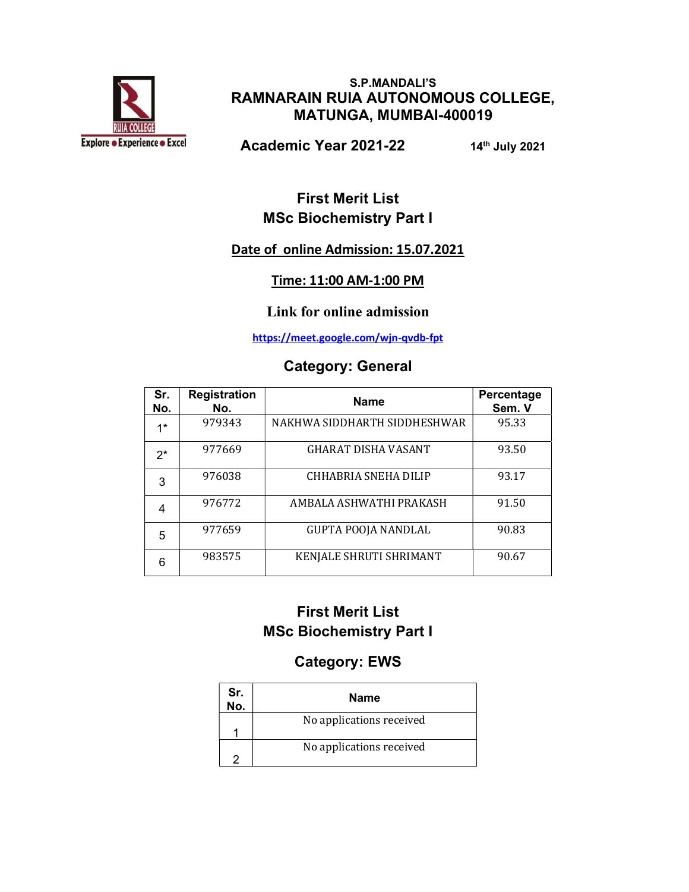S.P.MANDALI'S

# RAMNARAIN RUIA AUTONOMOUS COLLEGE, MATUNGA, MUMBAI-400019

**Academic Year 2021-22** 14th July 2021

## First Merit List
## MSc Biochemistry Part I

**Date of online Admission: 15.07.2021**

**Time: 11:00 AM-1:00 PM**

**Link for online admission**

https://meet.google.com/wjn-qvdb-fpt

### Category: General

| Sr. No. | Registration No. | Name | Percentage Sem. V |
|---|---|---|---|
| 1* | 979343 | NAKHWA SIDDHARTH SIDDHESHWAR | 95.33 |
| 2* | 977669 | GHARAT DISHA VASANT | 93.50 |
| 3 | 976038 | CHHABRIA SNEHA DILIP | 93.17 |
| 4 | 976772 | AMBALA ASHWATHI PRAKASH | 91.50 |
| 5 | 977659 | GUPTA POOJA NANDLAL | 90.83 |
| 6 | 983575 | KENJALE SHRUTI SHRIMANT | 90.67 |

## First Merit List
## MSc Biochemistry Part I

### Category: EWS

| Sr. No. | Name |
|---|---|
| 1 | No applications received |
| 2 | No applications received |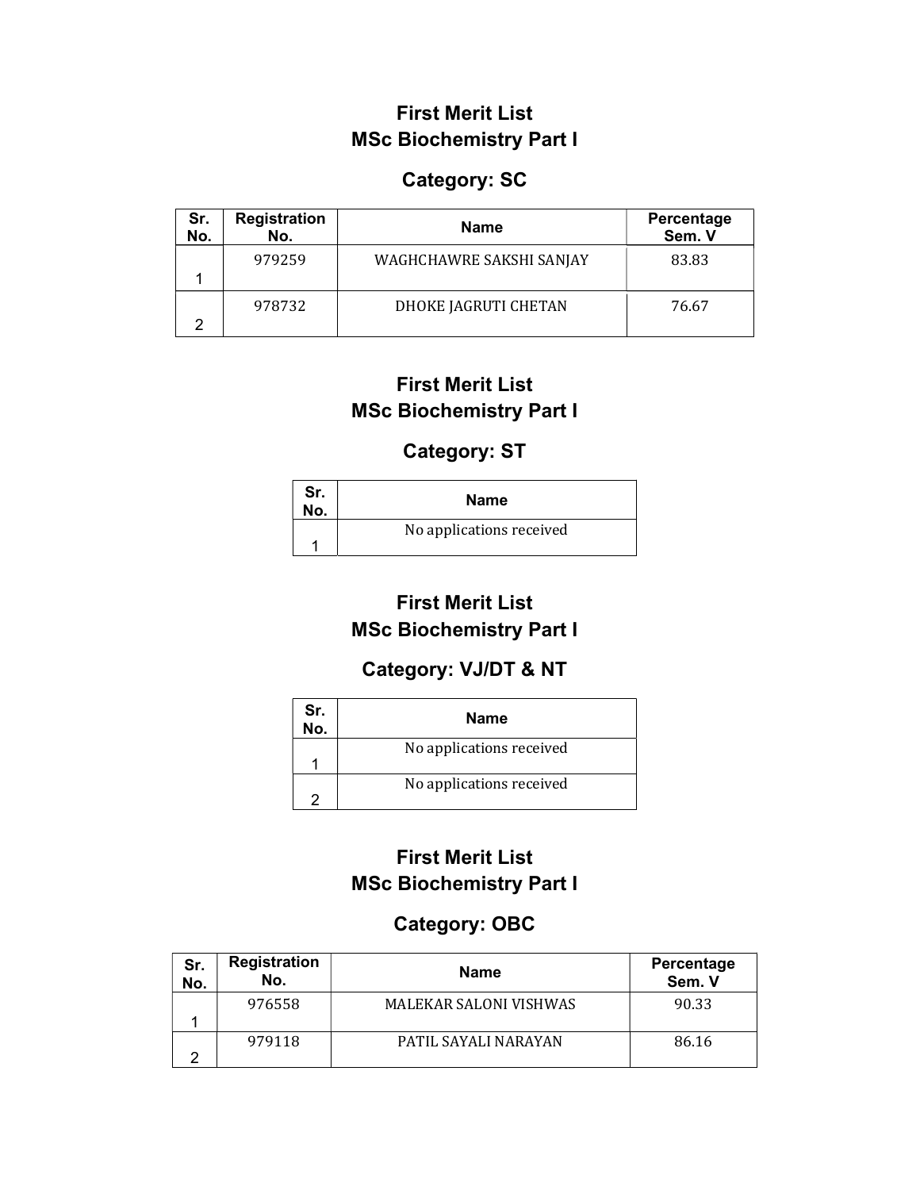## First Merit List
## MSc Biochemistry Part I

### Category: SC

| Sr. No. | Registration No. | Name | Percentage Sem. V |
|---|---|---|---|
| 1 | 979259 | WAGHCHAWRE SAKSHI SANJAY | 83.83 |
| 2 | 978732 | DHOKE JAGRUTI CHETAN | 76.67 |

## First Merit List
## MSc Biochemistry Part I

### Category: ST

| Sr. No. | Name |
|---|---|
| 1 | No applications received |

## First Merit List
## MSc Biochemistry Part I

### Category: VJ/DT & NT

| Sr. No. | Name |
|---|---|
| 1 | No applications received |
| 2 | No applications received |

## First Merit List
## MSc Biochemistry Part I

### Category: OBC

| Sr. No. | Registration No. | Name | Percentage Sem. V |
|---|---|---|---|
| 1 | 976558 | MALEKAR SALONI VISHWAS | 90.33 |
| 2 | 979118 | PATIL SAYALI NARAYAN | 86.16 |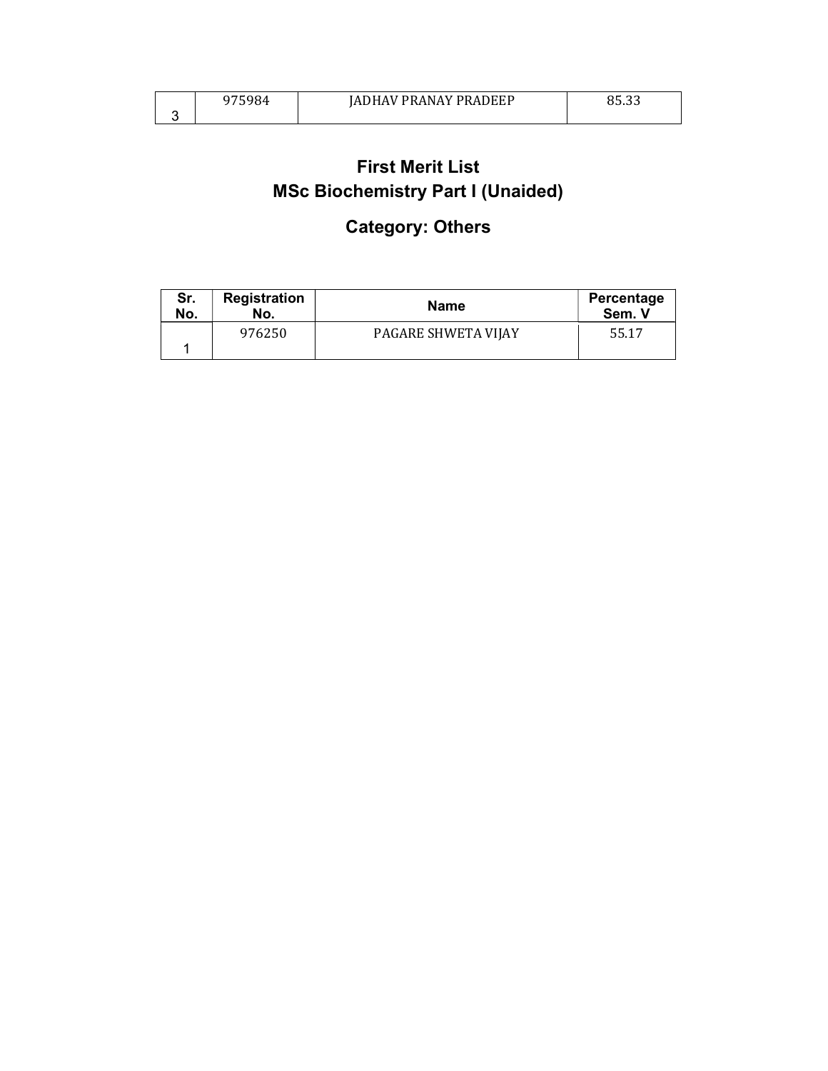| | | | |
|---|---|---|---|
| 3 | 975984 | JADHAV PRANAY PRADEEP | 85.33 |

## First Merit List
## MSc Biochemistry Part I (Unaided)

## Category: Others

| Sr. No. | Registration No. | Name | Percentage Sem. V |
|---|---|---|---|
| 1 | 976250 | PAGARE SHWETA VIJAY | 55.17 |